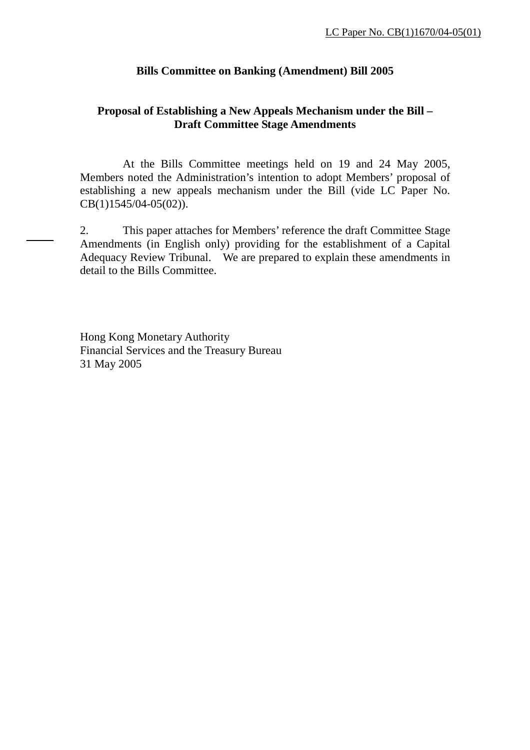LC Paper No. CB(1)1670/04-05(01)

**Bills Committee on Banking (Amendment) Bill 2005**

**Proposal of Establishing a New Appeals Mechanism under the Bill – Draft Committee Stage Amendments**

At the Bills Committee meetings held on 19 and 24 May 2005, Members noted the Administration's intention to adopt Members' proposal of establishing a new appeals mechanism under the Bill (vide LC Paper No. CB(1)1545/04-05(02)).

2. This paper attaches for Members' reference the draft Committee Stage Amendments (in English only) providing for the establishment of a Capital Adequacy Review Tribunal. We are prepared to explain these amendments in detail to the Bills Committee.

Hong Kong Monetary Authority
Financial Services and the Treasury Bureau
31 May 2005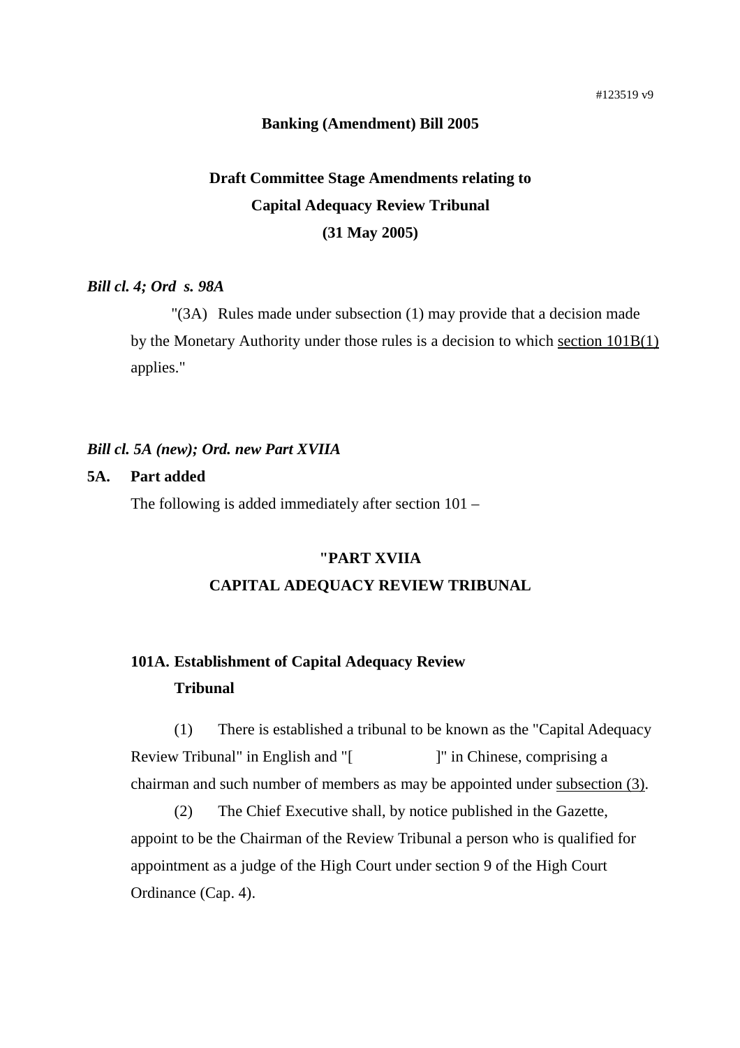**Banking (Amendment) Bill 2005**

**Draft Committee Stage Amendments relating to**
**Capital Adequacy Review Tribunal**
**(31 May 2005)**

***Bill cl. 4; Ord s. 98A***

"(3A) Rules made under subsection (1) may provide that a decision made by the Monetary Authority under those rules is a decision to which section 101B(1) applies."

***Bill cl. 5A (new); Ord. new Part XVIIA***

**5A. Part added**

The following is added immediately after section 101 –

**"PART XVIIA**
**CAPITAL ADEQUACY REVIEW TRIBUNAL**

**101A. Establishment of Capital Adequacy Review Tribunal**

(1) There is established a tribunal to be known as the "Capital Adequacy Review Tribunal" in English and "[ ]" in Chinese, comprising a chairman and such number of members as may be appointed under subsection (3).

(2) The Chief Executive shall, by notice published in the Gazette, appoint to be the Chairman of the Review Tribunal a person who is qualified for appointment as a judge of the High Court under section 9 of the High Court Ordinance (Cap. 4).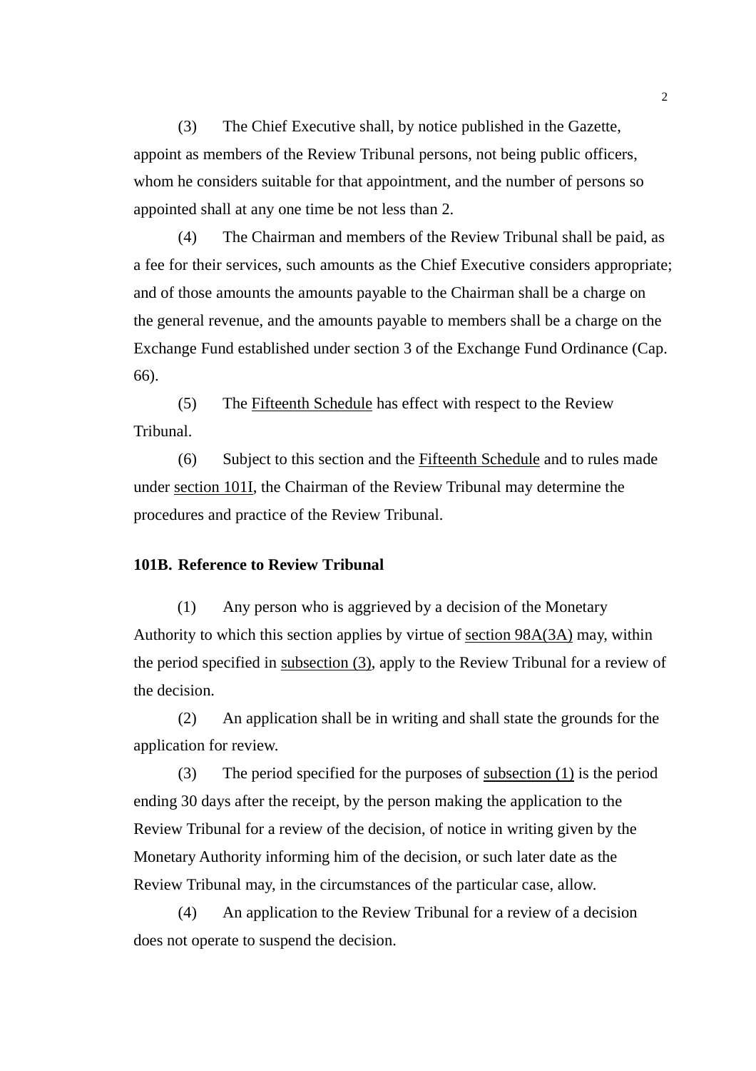(3) The Chief Executive shall, by notice published in the Gazette, appoint as members of the Review Tribunal persons, not being public officers, whom he considers suitable for that appointment, and the number of persons so appointed shall at any one time be not less than 2.

(4) The Chairman and members of the Review Tribunal shall be paid, as a fee for their services, such amounts as the Chief Executive considers appropriate; and of those amounts the amounts payable to the Chairman shall be a charge on the general revenue, and the amounts payable to members shall be a charge on the Exchange Fund established under section 3 of the Exchange Fund Ordinance (Cap. 66).

(5) The Fifteenth Schedule has effect with respect to the Review Tribunal.

(6) Subject to this section and the Fifteenth Schedule and to rules made under section 101I, the Chairman of the Review Tribunal may determine the procedures and practice of the Review Tribunal.

**101B. Reference to Review Tribunal**

(1) Any person who is aggrieved by a decision of the Monetary Authority to which this section applies by virtue of section 98A(3A) may, within the period specified in subsection (3), apply to the Review Tribunal for a review of the decision.

(2) An application shall be in writing and shall state the grounds for the application for review.

(3) The period specified for the purposes of subsection (1) is the period ending 30 days after the receipt, by the person making the application to the Review Tribunal for a review of the decision, of notice in writing given by the Monetary Authority informing him of the decision, or such later date as the Review Tribunal may, in the circumstances of the particular case, allow.

(4) An application to the Review Tribunal for a review of a decision does not operate to suspend the decision.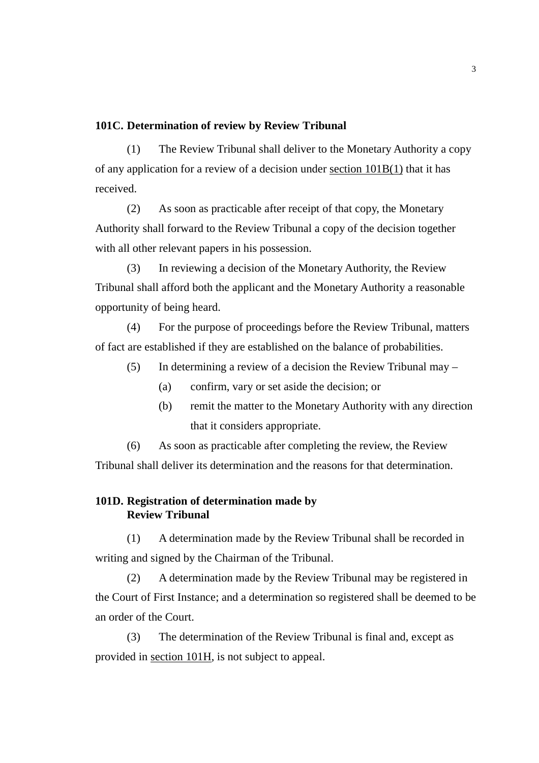**101C. Determination of review by Review Tribunal**

(1) The Review Tribunal shall deliver to the Monetary Authority a copy of any application for a review of a decision under section 101B(1) that it has received.

(2) As soon as practicable after receipt of that copy, the Monetary Authority shall forward to the Review Tribunal a copy of the decision together with all other relevant papers in his possession.

(3) In reviewing a decision of the Monetary Authority, the Review Tribunal shall afford both the applicant and the Monetary Authority a reasonable opportunity of being heard.

(4) For the purpose of proceedings before the Review Tribunal, matters of fact are established if they are established on the balance of probabilities.

(5) In determining a review of a decision the Review Tribunal may –

(a) confirm, vary or set aside the decision; or

(b) remit the matter to the Monetary Authority with any direction that it considers appropriate.

(6) As soon as practicable after completing the review, the Review Tribunal shall deliver its determination and the reasons for that determination.

**101D. Registration of determination made by Review Tribunal**

(1) A determination made by the Review Tribunal shall be recorded in writing and signed by the Chairman of the Tribunal.

(2) A determination made by the Review Tribunal may be registered in the Court of First Instance; and a determination so registered shall be deemed to be an order of the Court.

(3) The determination of the Review Tribunal is final and, except as provided in section 101H, is not subject to appeal.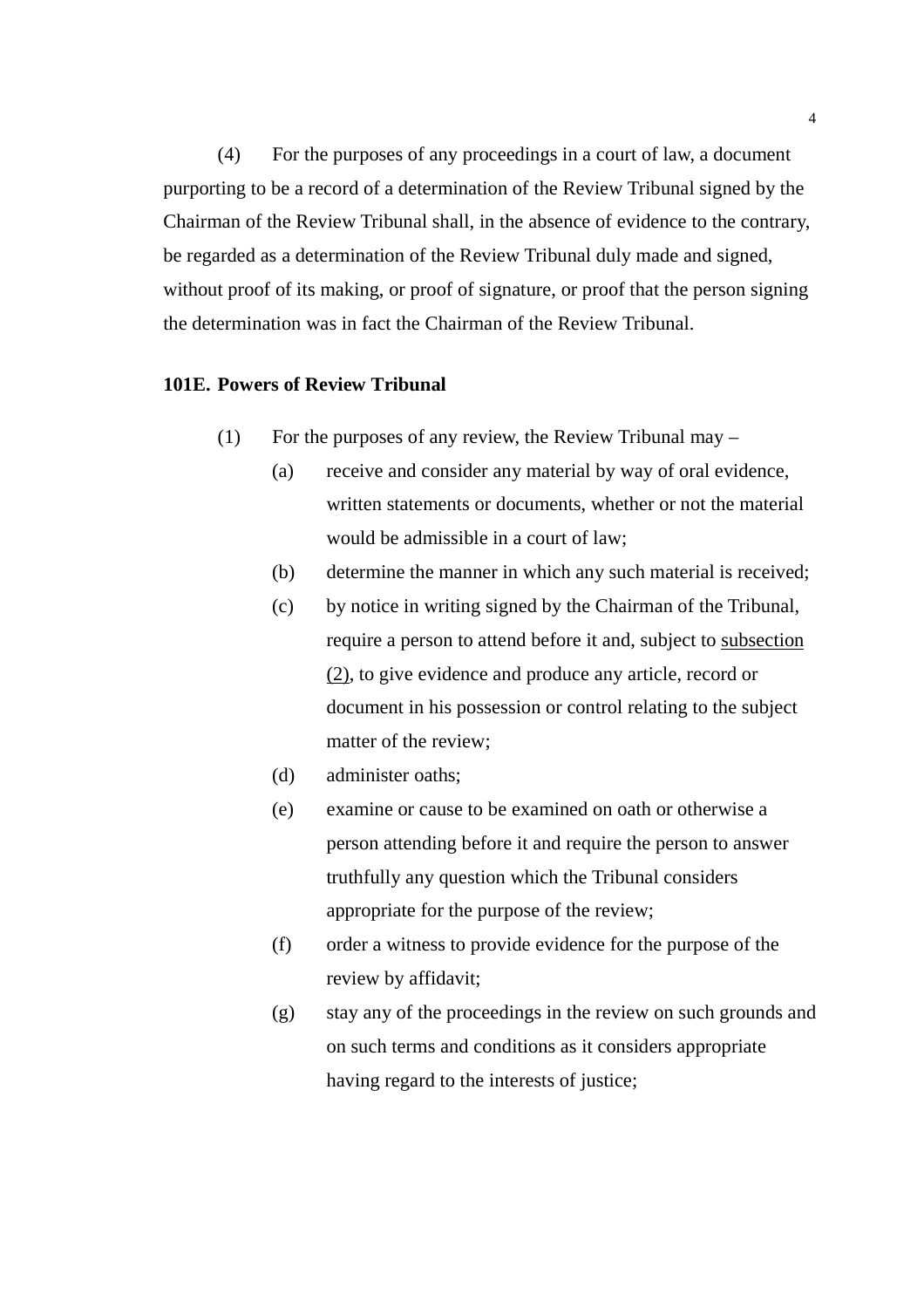(4) For the purposes of any proceedings in a court of law, a document purporting to be a record of a determination of the Review Tribunal signed by the Chairman of the Review Tribunal shall, in the absence of evidence to the contrary, be regarded as a determination of the Review Tribunal duly made and signed, without proof of its making, or proof of signature, or proof that the person signing the determination was in fact the Chairman of the Review Tribunal.

**101E. Powers of Review Tribunal**

(1) For the purposes of any review, the Review Tribunal may –

(a) receive and consider any material by way of oral evidence, written statements or documents, whether or not the material would be admissible in a court of law;

(b) determine the manner in which any such material is received;

(c) by notice in writing signed by the Chairman of the Tribunal, require a person to attend before it and, subject to subsection (2), to give evidence and produce any article, record or document in his possession or control relating to the subject matter of the review;

(d) administer oaths;

(e) examine or cause to be examined on oath or otherwise a person attending before it and require the person to answer truthfully any question which the Tribunal considers appropriate for the purpose of the review;

(f) order a witness to provide evidence for the purpose of the review by affidavit;

(g) stay any of the proceedings in the review on such grounds and on such terms and conditions as it considers appropriate having regard to the interests of justice;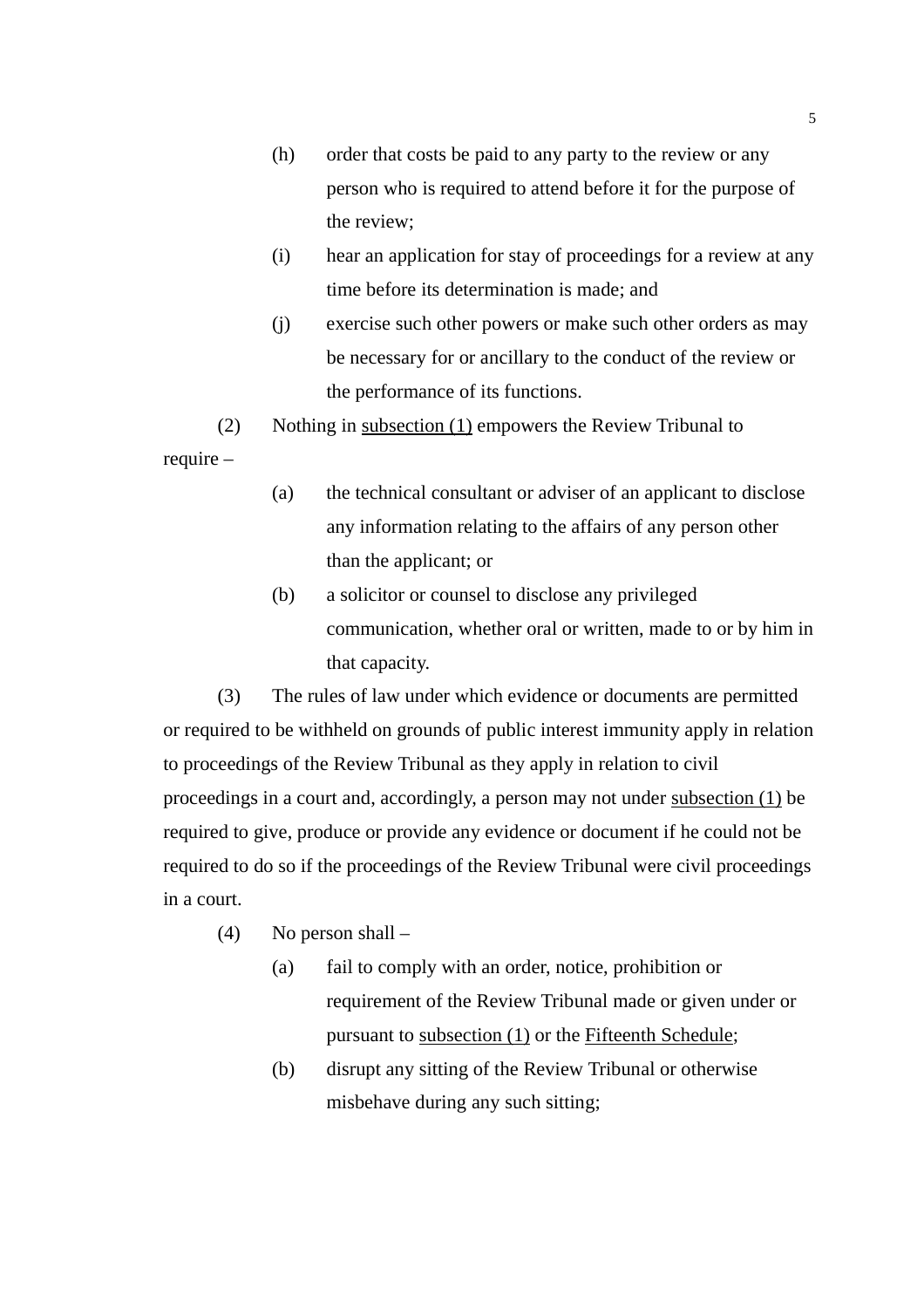(h) order that costs be paid to any party to the review or any person who is required to attend before it for the purpose of the review;

(i) hear an application for stay of proceedings for a review at any time before its determination is made; and

(j) exercise such other powers or make such other orders as may be necessary for or ancillary to the conduct of the review or the performance of its functions.

(2) Nothing in subsection (1) empowers the Review Tribunal to require –

(a) the technical consultant or adviser of an applicant to disclose any information relating to the affairs of any person other than the applicant; or

(b) a solicitor or counsel to disclose any privileged communication, whether oral or written, made to or by him in that capacity.

(3) The rules of law under which evidence or documents are permitted or required to be withheld on grounds of public interest immunity apply in relation to proceedings of the Review Tribunal as they apply in relation to civil proceedings in a court and, accordingly, a person may not under subsection (1) be required to give, produce or provide any evidence or document if he could not be required to do so if the proceedings of the Review Tribunal were civil proceedings in a court.

(4) No person shall –

(a) fail to comply with an order, notice, prohibition or requirement of the Review Tribunal made or given under or pursuant to subsection (1) or the Fifteenth Schedule;

(b) disrupt any sitting of the Review Tribunal or otherwise misbehave during any such sitting;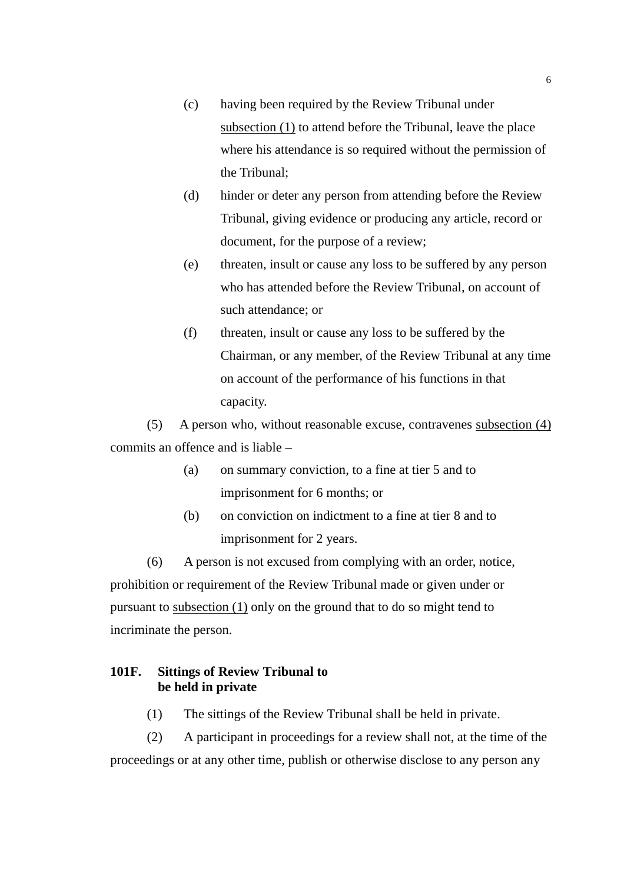(c) having been required by the Review Tribunal under subsection (1) to attend before the Tribunal, leave the place where his attendance is so required without the permission of the Tribunal;

(d) hinder or deter any person from attending before the Review Tribunal, giving evidence or producing any article, record or document, for the purpose of a review;

(e) threaten, insult or cause any loss to be suffered by any person who has attended before the Review Tribunal, on account of such attendance; or

(f) threaten, insult or cause any loss to be suffered by the Chairman, or any member, of the Review Tribunal at any time on account of the performance of his functions in that capacity.

(5) A person who, without reasonable excuse, contravenes subsection (4) commits an offence and is liable –

(a) on summary conviction, to a fine at tier 5 and to imprisonment for 6 months; or

(b) on conviction on indictment to a fine at tier 8 and to imprisonment for 2 years.

(6) A person is not excused from complying with an order, notice, prohibition or requirement of the Review Tribunal made or given under or pursuant to subsection (1) only on the ground that to do so might tend to incriminate the person.

**101F. Sittings of Review Tribunal to be held in private**

(1) The sittings of the Review Tribunal shall be held in private.

(2) A participant in proceedings for a review shall not, at the time of the proceedings or at any other time, publish or otherwise disclose to any person any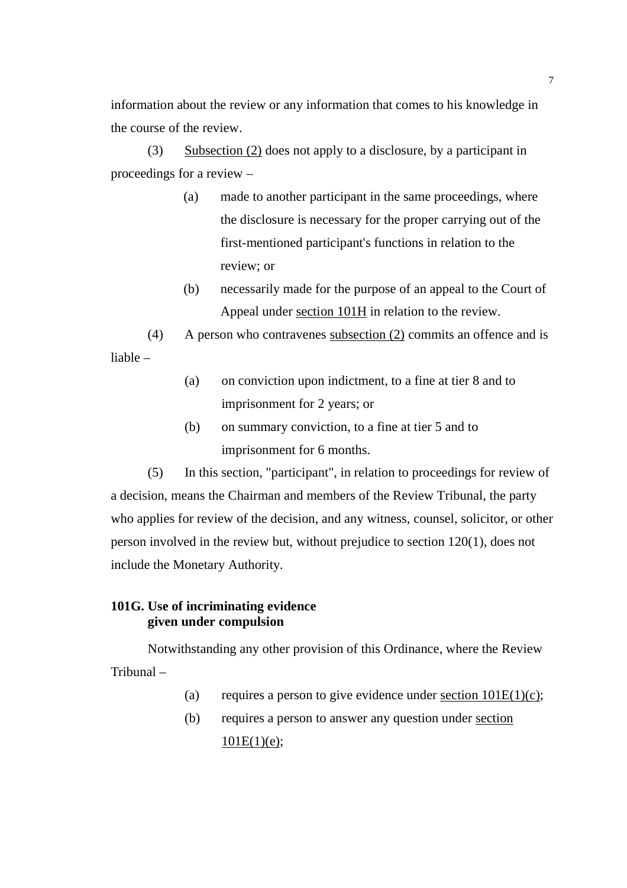information about the review or any information that comes to his knowledge in the course of the review.

(3) Subsection (2) does not apply to a disclosure, by a participant in proceedings for a review –

> (a) made to another participant in the same proceedings, where the disclosure is necessary for the proper carrying out of the first-mentioned participant's functions in relation to the review; or
>
> (b) necessarily made for the purpose of an appeal to the Court of Appeal under section 101H in relation to the review.

(4) A person who contravenes subsection (2) commits an offence and is liable –

> (a) on conviction upon indictment, to a fine at tier 8 and to imprisonment for 2 years; or
>
> (b) on summary conviction, to a fine at tier 5 and to imprisonment for 6 months.

(5) In this section, "participant", in relation to proceedings for review of a decision, means the Chairman and members of the Review Tribunal, the party who applies for review of the decision, and any witness, counsel, solicitor, or other person involved in the review but, without prejudice to section 120(1), does not include the Monetary Authority.

**101G. Use of incriminating evidence given under compulsion**

Notwithstanding any other provision of this Ordinance, where the Review Tribunal –

> (a) requires a person to give evidence under section 101E(1)(c);
>
> (b) requires a person to answer any question under section 101E(1)(e);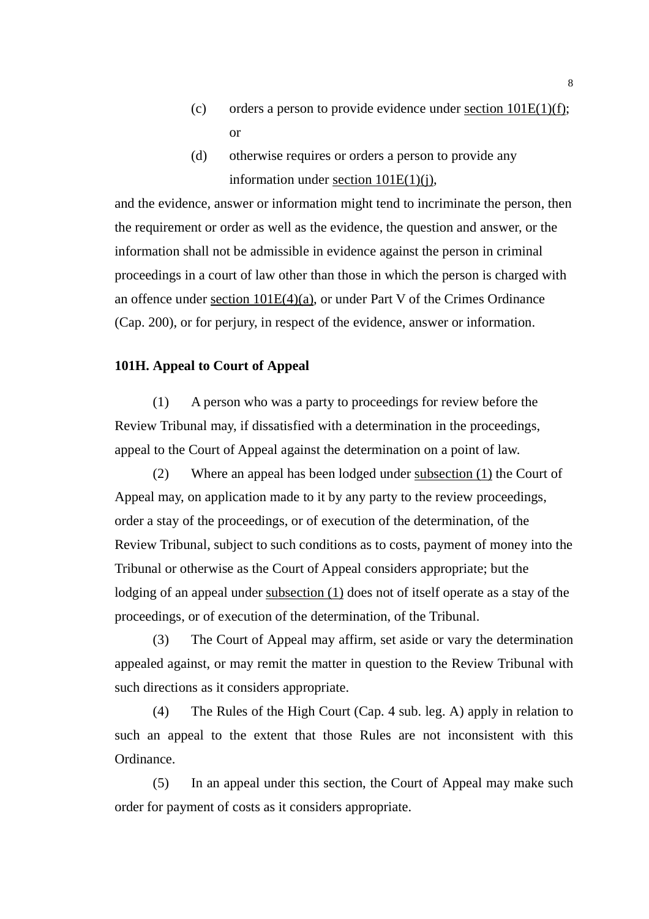(c) orders a person to provide evidence under section 101E(1)(f); or

(d) otherwise requires or orders a person to provide any information under section 101E(1)(j),

and the evidence, answer or information might tend to incriminate the person, then the requirement or order as well as the evidence, the question and answer, or the information shall not be admissible in evidence against the person in criminal proceedings in a court of law other than those in which the person is charged with an offence under section 101E(4)(a), or under Part V of the Crimes Ordinance (Cap. 200), or for perjury, in respect of the evidence, answer or information.

**101H. Appeal to Court of Appeal**

(1) A person who was a party to proceedings for review before the Review Tribunal may, if dissatisfied with a determination in the proceedings, appeal to the Court of Appeal against the determination on a point of law.

(2) Where an appeal has been lodged under subsection (1) the Court of Appeal may, on application made to it by any party to the review proceedings, order a stay of the proceedings, or of execution of the determination, of the Review Tribunal, subject to such conditions as to costs, payment of money into the Tribunal or otherwise as the Court of Appeal considers appropriate; but the lodging of an appeal under subsection (1) does not of itself operate as a stay of the proceedings, or of execution of the determination, of the Tribunal.

(3) The Court of Appeal may affirm, set aside or vary the determination appealed against, or may remit the matter in question to the Review Tribunal with such directions as it considers appropriate.

(4) The Rules of the High Court (Cap. 4 sub. leg. A) apply in relation to such an appeal to the extent that those Rules are not inconsistent with this Ordinance.

(5) In an appeal under this section, the Court of Appeal may make such order for payment of costs as it considers appropriate.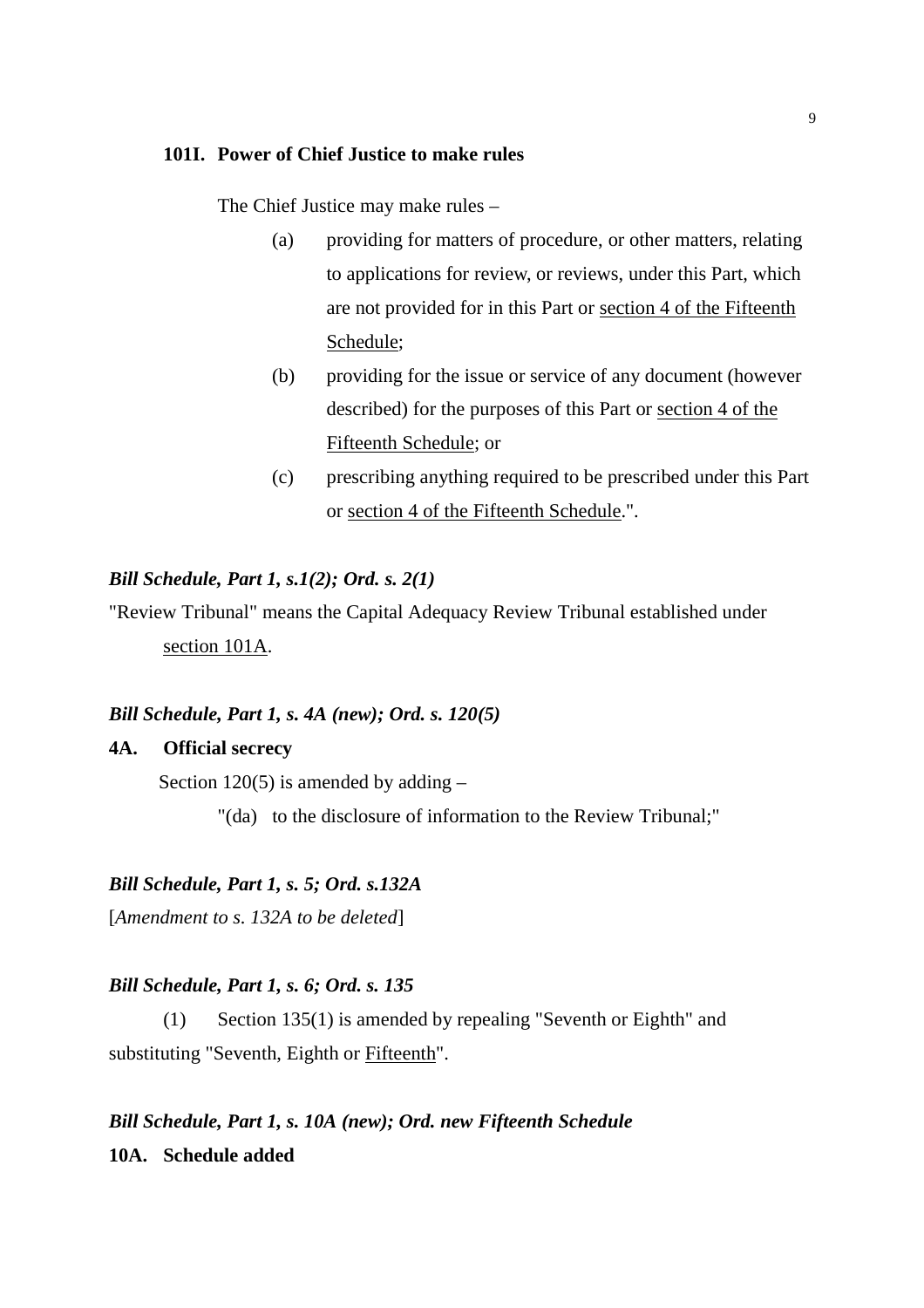**101I. Power of Chief Justice to make rules**

The Chief Justice may make rules –

(a) providing for matters of procedure, or other matters, relating to applications for review, or reviews, under this Part, which are not provided for in this Part or <u>section 4 of the Fifteenth Schedule</u>;

(b) providing for the issue or service of any document (however described) for the purposes of this Part or <u>section 4 of the Fifteenth Schedule</u>; or

(c) prescribing anything required to be prescribed under this Part or <u>section 4 of the Fifteenth Schedule</u>.".

***Bill Schedule, Part 1, s.1(2); Ord. s. 2(1)***

"Review Tribunal" means the Capital Adequacy Review Tribunal established under <u>section 101A</u>.

***Bill Schedule, Part 1, s. 4A (new); Ord. s. 120(5)***

**4A. Official secrecy**

Section 120(5) is amended by adding –

"(da) to the disclosure of information to the Review Tribunal;"

***Bill Schedule, Part 1, s. 5; Ord. s.132A***

[*Amendment to s. 132A to be deleted*]

***Bill Schedule, Part 1, s. 6; Ord. s. 135***

(1) Section 135(1) is amended by repealing "Seventh or Eighth" and substituting "Seventh, Eighth or <u>Fifteenth</u>".

***Bill Schedule, Part 1, s. 10A (new); Ord. new Fifteenth Schedule***

**10A. Schedule added**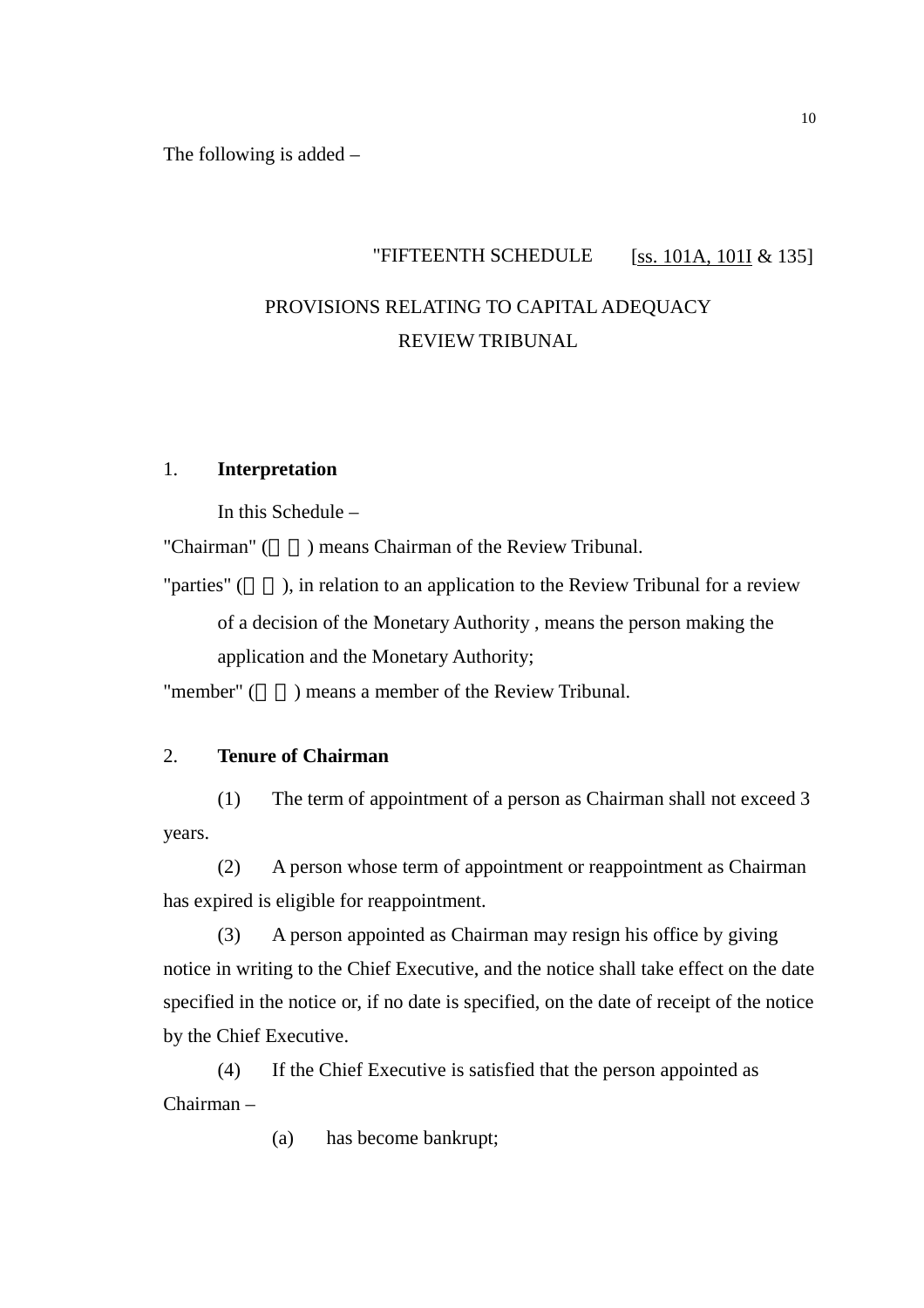The following is added –

"FIFTEENTH SCHEDULE [ss. 101A, 101I & 135]

PROVISIONS RELATING TO CAPITAL ADEQUACY REVIEW TRIBUNAL

1. **Interpretation**

In this Schedule –

"Chairman" (  ) means Chairman of the Review Tribunal.

"parties" (  ), in relation to an application to the Review Tribunal for a review of a decision of the Monetary Authority , means the person making the application and the Monetary Authority;

"member" (  ) means a member of the Review Tribunal.

2. **Tenure of Chairman**

(1) The term of appointment of a person as Chairman shall not exceed 3 years.

(2) A person whose term of appointment or reappointment as Chairman has expired is eligible for reappointment.

(3) A person appointed as Chairman may resign his office by giving notice in writing to the Chief Executive, and the notice shall take effect on the date specified in the notice or, if no date is specified, on the date of receipt of the notice by the Chief Executive.

(4) If the Chief Executive is satisfied that the person appointed as Chairman –

(a) has become bankrupt;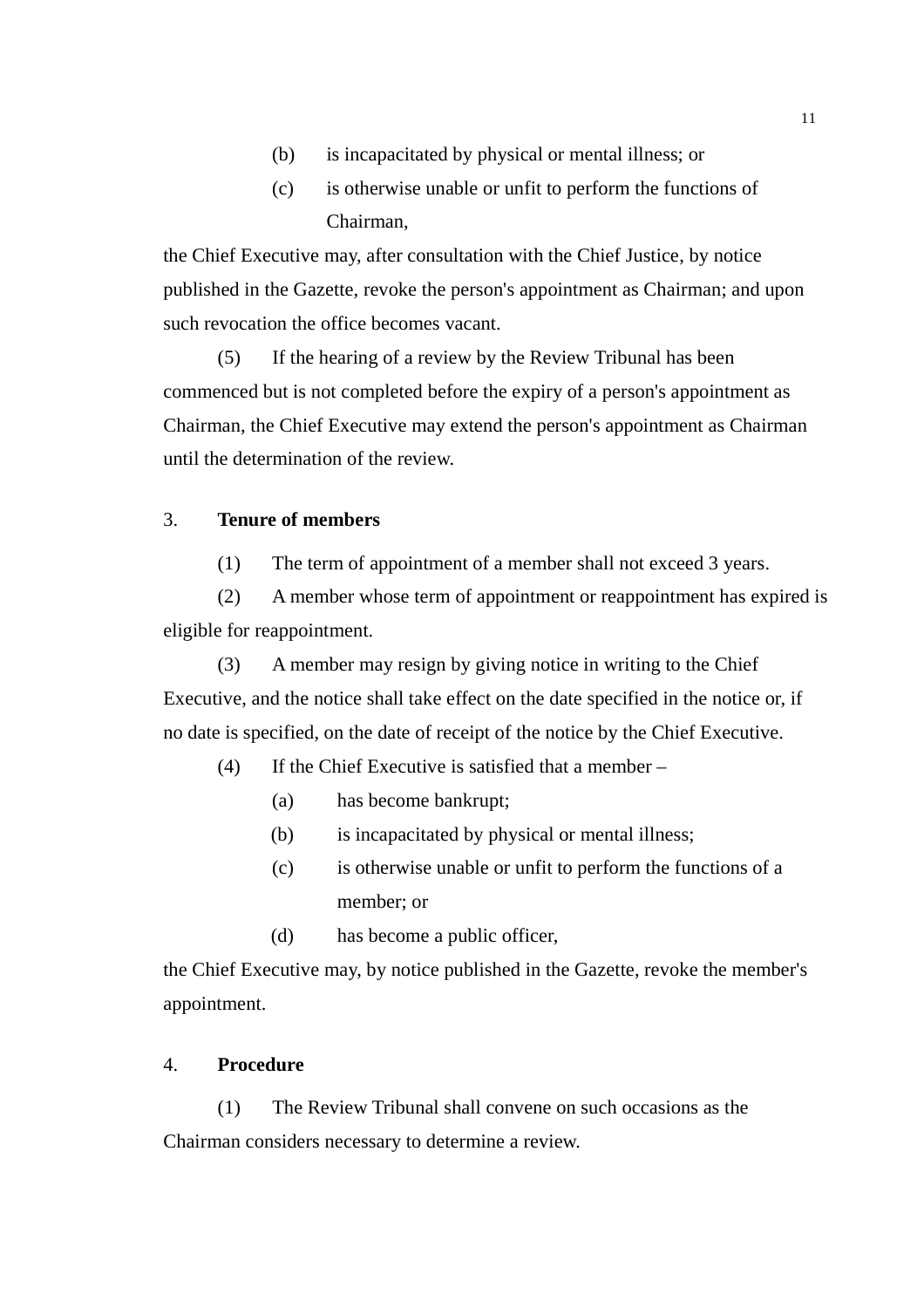(b) is incapacitated by physical or mental illness; or

(c) is otherwise unable or unfit to perform the functions of Chairman,

the Chief Executive may, after consultation with the Chief Justice, by notice published in the Gazette, revoke the person's appointment as Chairman; and upon such revocation the office becomes vacant.

(5) If the hearing of a review by the Review Tribunal has been commenced but is not completed before the expiry of a person's appointment as Chairman, the Chief Executive may extend the person's appointment as Chairman until the determination of the review.

3. **Tenure of members**

(1) The term of appointment of a member shall not exceed 3 years.

(2) A member whose term of appointment or reappointment has expired is eligible for reappointment.

(3) A member may resign by giving notice in writing to the Chief Executive, and the notice shall take effect on the date specified in the notice or, if no date is specified, on the date of receipt of the notice by the Chief Executive.

(4) If the Chief Executive is satisfied that a member –

(a) has become bankrupt;

(b) is incapacitated by physical or mental illness;

(c) is otherwise unable or unfit to perform the functions of a member; or

(d) has become a public officer,

the Chief Executive may, by notice published in the Gazette, revoke the member's appointment.

4. **Procedure**

(1) The Review Tribunal shall convene on such occasions as the Chairman considers necessary to determine a review.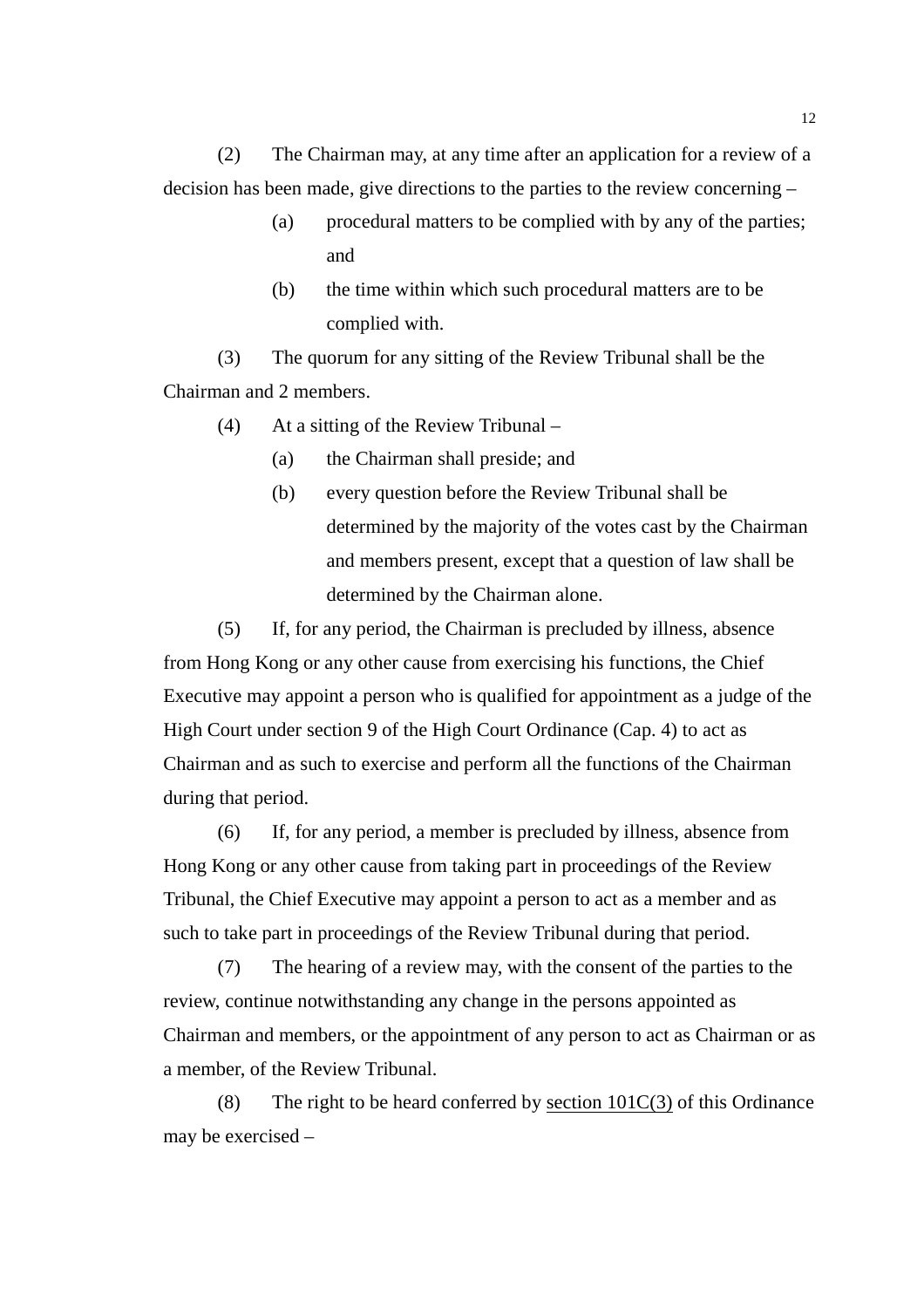(2) The Chairman may, at any time after an application for a review of a decision has been made, give directions to the parties to the review concerning –

> (a) procedural matters to be complied with by any of the parties; and
>
> (b) the time within which such procedural matters are to be complied with.

(3) The quorum for any sitting of the Review Tribunal shall be the Chairman and 2 members.

(4) At a sitting of the Review Tribunal –

> (a) the Chairman shall preside; and
>
> (b) every question before the Review Tribunal shall be determined by the majority of the votes cast by the Chairman and members present, except that a question of law shall be determined by the Chairman alone.

(5) If, for any period, the Chairman is precluded by illness, absence from Hong Kong or any other cause from exercising his functions, the Chief Executive may appoint a person who is qualified for appointment as a judge of the High Court under section 9 of the High Court Ordinance (Cap. 4) to act as Chairman and as such to exercise and perform all the functions of the Chairman during that period.

(6) If, for any period, a member is precluded by illness, absence from Hong Kong or any other cause from taking part in proceedings of the Review Tribunal, the Chief Executive may appoint a person to act as a member and as such to take part in proceedings of the Review Tribunal during that period.

(7) The hearing of a review may, with the consent of the parties to the review, continue notwithstanding any change in the persons appointed as Chairman and members, or the appointment of any person to act as Chairman or as a member, of the Review Tribunal.

(8) The right to be heard conferred by section 101C(3) of this Ordinance may be exercised –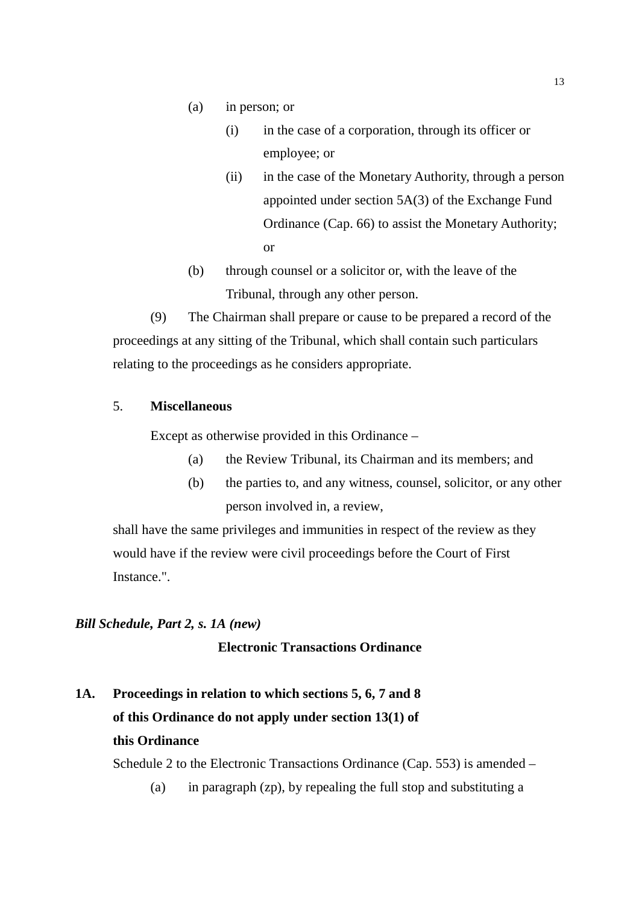(a) in person; or

(i) in the case of a corporation, through its officer or employee; or

(ii) in the case of the Monetary Authority, through a person appointed under section 5A(3) of the Exchange Fund Ordinance (Cap. 66) to assist the Monetary Authority; or

(b) through counsel or a solicitor or, with the leave of the Tribunal, through any other person.

(9) The Chairman shall prepare or cause to be prepared a record of the proceedings at any sitting of the Tribunal, which shall contain such particulars relating to the proceedings as he considers appropriate.

5. **Miscellaneous**

Except as otherwise provided in this Ordinance –

(a) the Review Tribunal, its Chairman and its members; and

(b) the parties to, and any witness, counsel, solicitor, or any other person involved in, a review,

shall have the same privileges and immunities in respect of the review as they would have if the review were civil proceedings before the Court of First Instance.".

***Bill Schedule, Part 2, s. 1A (new)***

**Electronic Transactions Ordinance**

**1A. Proceedings in relation to which sections 5, 6, 7 and 8 of this Ordinance do not apply under section 13(1) of this Ordinance**

Schedule 2 to the Electronic Transactions Ordinance (Cap. 553) is amended –

(a) in paragraph (zp), by repealing the full stop and substituting a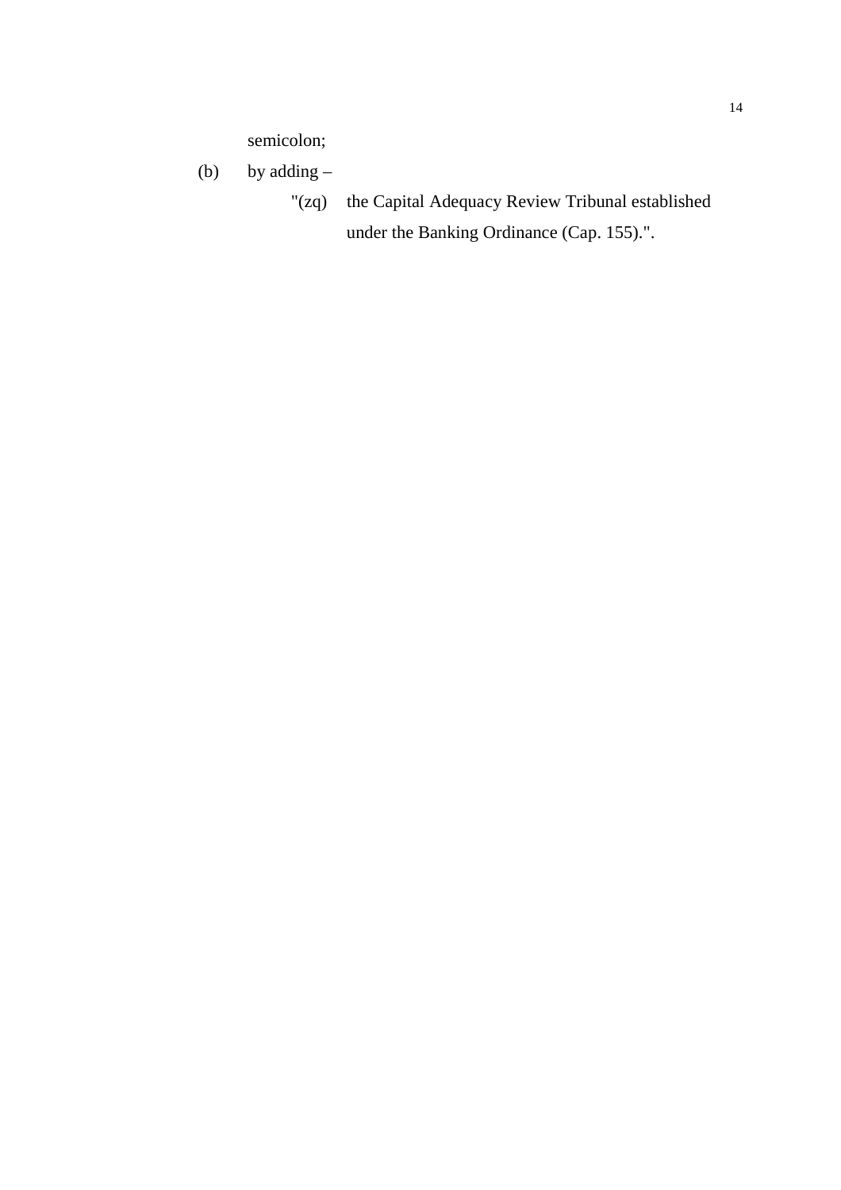semicolon;

(b) by adding –

"(zq) the Capital Adequacy Review Tribunal established under the Banking Ordinance (Cap. 155).".